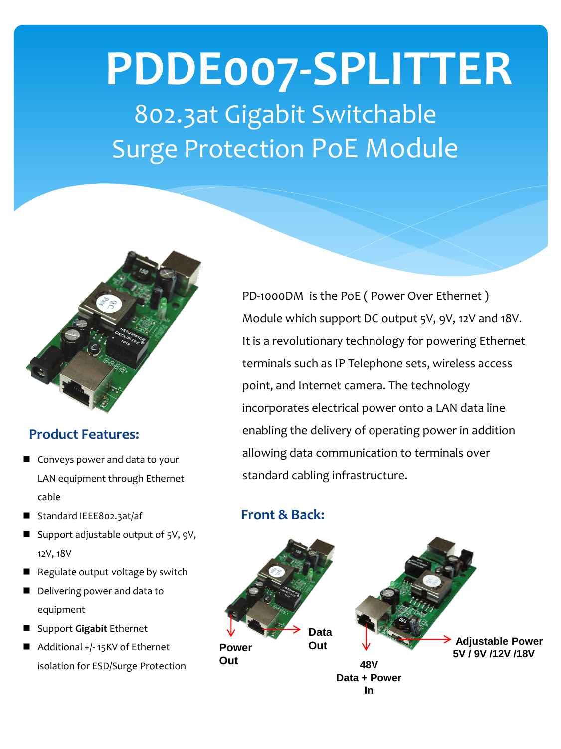# PDDE007-SPLITTER

## 802.3at Gigabit Switchable Surge Protection PoE Module

PD-1000DM is the PoE ( Power Over Ethernet ) Module which support DC output 5V, 9V, 12V and 18V. It is a revolutionary technology for powering Ethernet terminals such as IP Telephone sets, wireless access point, and Internet camera. The technology incorporates electrical power onto a LAN data line enabling the delivery of operating power in addition allowing data communication to terminals over standard cabling infrastructure.

### Product Features:

- Conveys power and data to your LAN equipment through Ethernet cable
- Standard IEEE802.3at/af
- Support adjustable output of 5V, 9V, 12V, 18V
- Regulate output voltage by switch
- Delivering power and data to equipment
- Support **Gigabit** Ethernet
- Additional +/- 15KV of Ethernet isolation for ESD/Surge Protection

### Front & Back:

Power Out

Data Out

48V Data + Power In

Adjustable Power 5V / 9V /12V /18V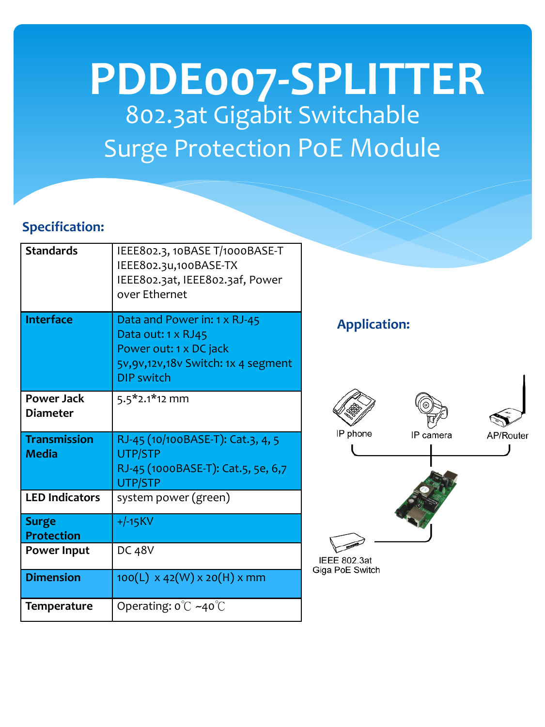# PDDE007-SPLITTER

## 802.3at Gigabit Switchable Surge Protection PoE Module

### Specification:

| Standards | IEEE802.3, 10BASE T/1000BASE-T<br>IEEE802.3u,100BASE-TX<br>IEEE802.3at, IEEE802.3af, Power over Ethernet |
|---|---|
| Interface | Data and Power in: 1 x RJ-45<br>Data out: 1 x RJ45<br>Power out: 1 x DC jack<br>5v,9v,12v,18v Switch: 1x 4 segment DIP switch |
| Power Jack Diameter | 5.5*2.1*12 mm |
| Transmission Media | RJ-45 (10/100BASE-T): Cat.3, 4, 5 UTP/STP<br>RJ-45 (1000BASE-T): Cat.5, 5e, 6,7 UTP/STP |
| LED Indicators | system power (green) |
| Surge Protection | +/-15KV |
| Power Input | DC 48V |
| Dimension | 100(L) x 42(W) x 20(H) x mm |
| Temperature | Operating: 0℃ ~40℃ |

### Application:

IP phone

IP camera

AP/Router

IEEE 802.3at Giga PoE Switch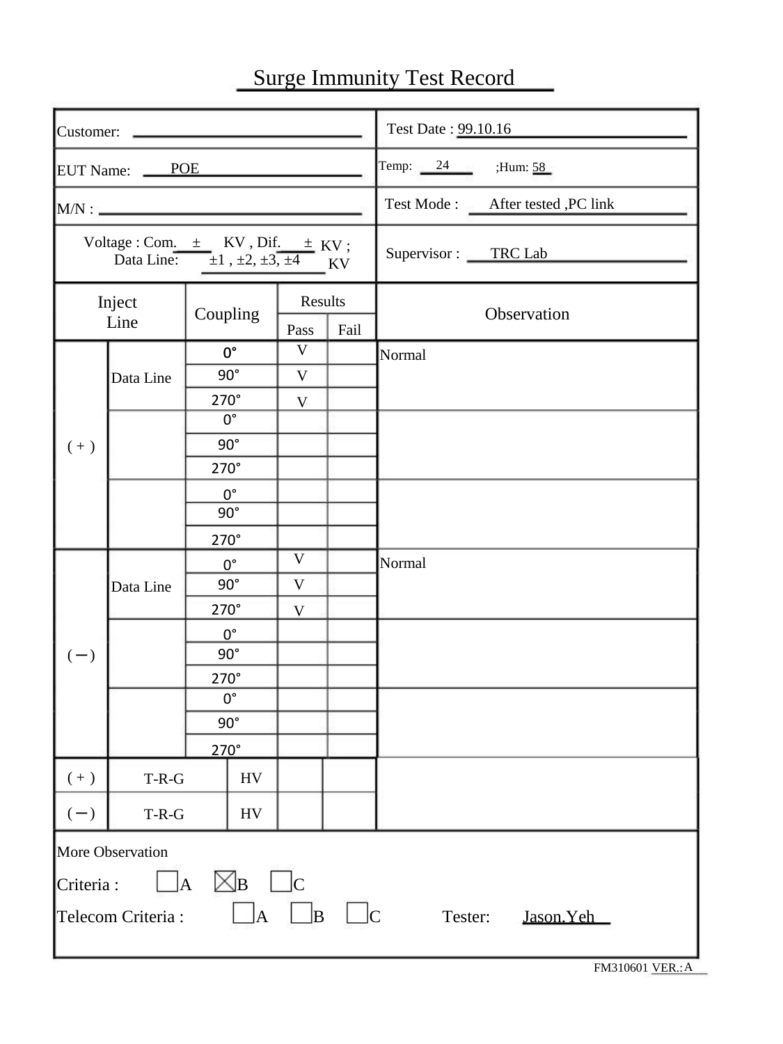# Surge Immunity Test Record

| | |
|---|---|
| Customer: | Test Date : 99.10.16 |
| EUT Name: POE | Temp: 24 ;Hum: 58 |
| M/N : | Test Mode : After tested ,PC link |
| Voltage : Com. ± KV , Dif. ± KV ; Data Line: ±1 , ±2, ±3, ±4 KV | Supervisor : TRC Lab |

| Inject Line | | Coupling | Results | | Observation |
|---|---|---|---|---|---|
| | | | Pass | Fail | |
| ( + ) | Data Line | 0° | V | | Normal |
| | | 90° | V | | |
| | | 270° | V | | |
| | | 0° | | | |
| | | 90° | | | |
| | | 270° | | | |
| | | 0° | | | |
| | | 90° | | | |
| | | 270° | | | |
| (－) | Data Line | 0° | V | | Normal |
| | | 90° | V | | |
| | | 270° | V | | |
| | | 0° | | | |
| | | 90° | | | |
| | | 270° | | | |
| | | 0° | | | |
| | | 90° | | | |
| | | 270° | | | |
| ( + ) | T-R-G | HV | | | |
| (－) | T-R-G | HV | | | |

More Observation

Criteria : ☐A ☒B ☐C

Telecom Criteria : ☐A ☐B ☐C Tester: Jason.Yeh

FM310601 VER.:A